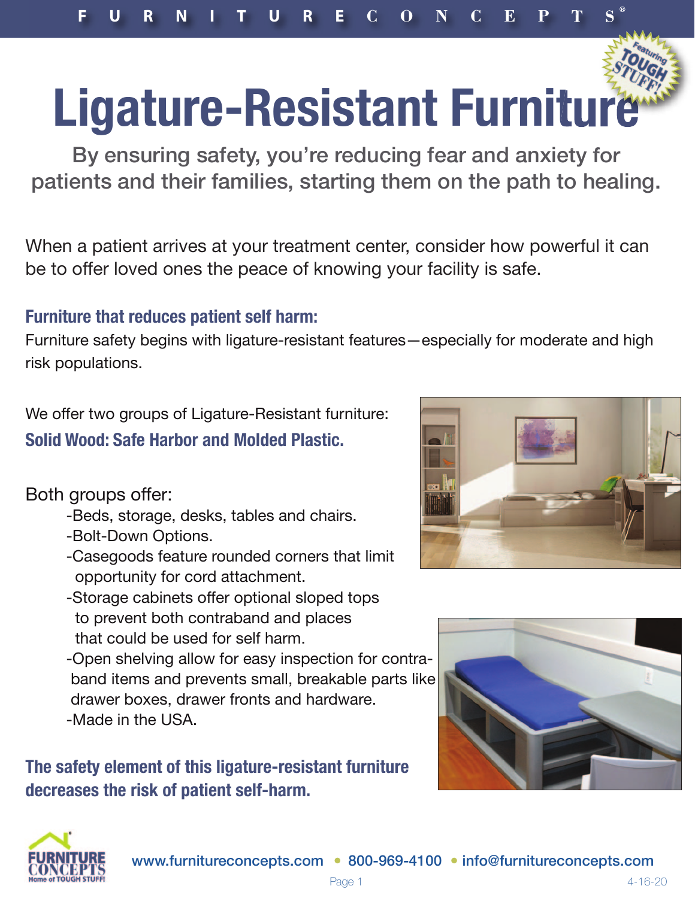# Ligature-Resistant Furniture

## By ensuring safety, you're reducing fear and anxiety for patients and their families, starting them on the path to healing.

When a patient arrives at your treatment center, consider how powerful it can be to offer loved ones the peace of knowing your facility is safe.

### Furniture that reduces patient self harm:

Furniture safety begins with ligature-resistant features—especially for moderate and high risk populations.

We offer two groups of Ligature-Resistant furniture:

**Solid Wood: Safe Harbor and Molded Plastic.**

Both groups offer:

- Beds, storage, desks, tables and chairs.
- Bolt-Down Options.
- Casegoods feature rounded corners that limit opportunity for cord attachment.
- Storage cabinets offer optional sloped tops to prevent both contraband and places that could be used for self harm.
- Open shelving allow for easy inspection for contraband items and prevents small, breakable parts like drawer boxes, drawer fronts and hardware.
- Made in the USA.

**The safety element of this ligature-resistant furniture decreases the risk of patient self-harm.**

www.furnitureconcepts.com • 800-969-4100 • info@furnitureconcepts.com

4-16-20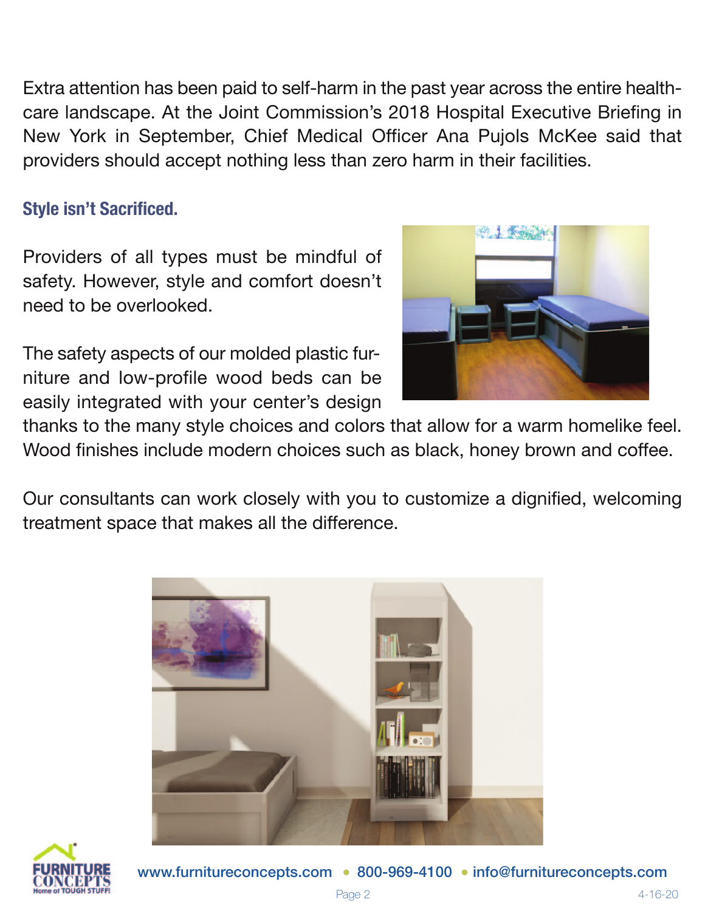Extra attention has been paid to self-harm in the past year across the entire healthcare landscape. At the Joint Commission's 2018 Hospital Executive Briefing in New York in September, Chief Medical Officer Ana Pujols McKee said that providers should accept nothing less than zero harm in their facilities.

### Style isn't Sacrificed.

Providers of all types must be mindful of safety. However, style and comfort doesn't need to be overlooked.

The safety aspects of our molded plastic furniture and low-profile wood beds can be easily integrated with your center's design thanks to the many style choices and colors that allow for a warm homelike feel. Wood finishes include modern choices such as black, honey brown and coffee.

Our consultants can work closely with you to customize a dignified, welcoming treatment space that makes all the difference.

www.furnitureconcepts.com • 800-969-4100 • info@furnitureconcepts.com

4-16-20